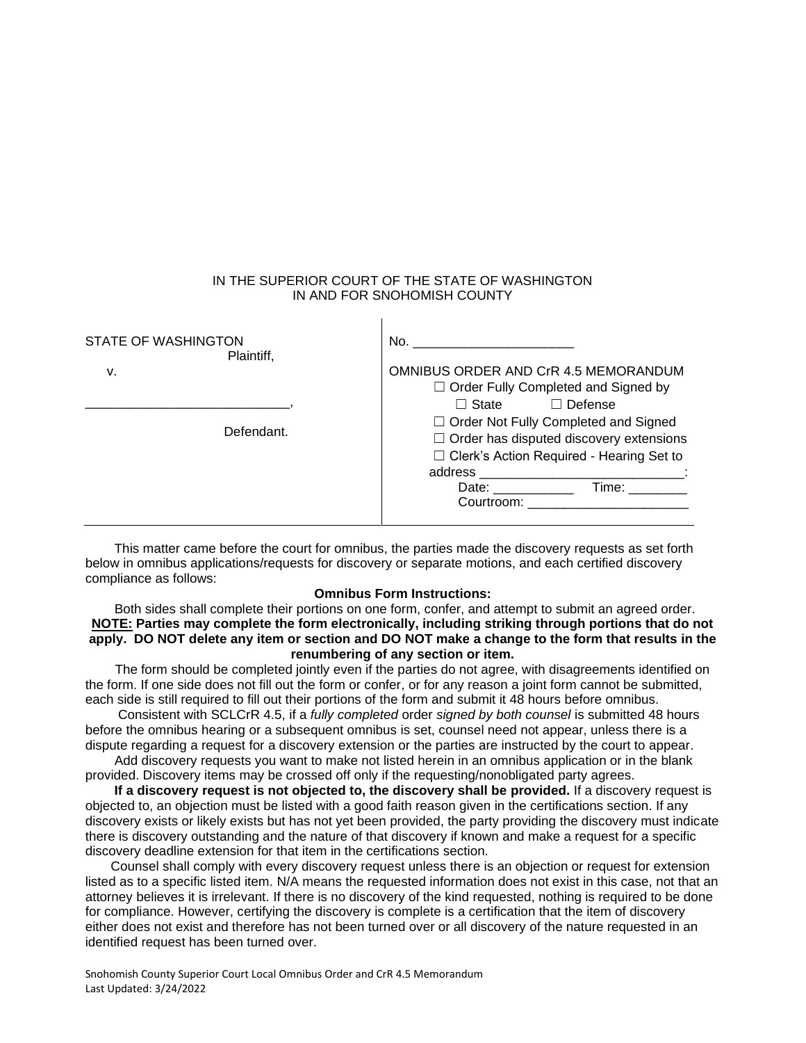IN THE SUPERIOR COURT OF THE STATE OF WASHINGTON
IN AND FOR SNOHOMISH COUNTY

| STATE OF WASHINGTON<br>Plaintiff,<br><br>v.<br><br>____________________________,<br><br>Defendant. | No. ______________________<br><br>OMNIBUS ORDER AND CrR 4.5 MEMORANDUM<br>☐ Order Fully Completed and Signed by<br>☐ State ☐ Defense<br>☐ Order Not Fully Completed and Signed<br>☐ Order has disputed discovery extensions<br>☐ Clerk's Action Required - Hearing Set to address ____________________________:<br>Date: ___________ Time: ________<br>Courtroom: ______________________ |
|---|---|

This matter came before the court for omnibus, the parties made the discovery requests as set forth below in omnibus applications/requests for discovery or separate motions, and each certified discovery compliance as follows:

**Omnibus Form Instructions:**

Both sides shall complete their portions on one form, confer, and attempt to submit an agreed order.
**<u>NOTE:</u> Parties may complete the form electronically, including striking through portions that do not apply. DO NOT delete any item or section and DO NOT make a change to the form that results in the renumbering of any section or item.**

The form should be completed jointly even if the parties do not agree, with disagreements identified on the form. If one side does not fill out the form or confer, or for any reason a joint form cannot be submitted, each side is still required to fill out their portions of the form and submit it 48 hours before omnibus.

Consistent with SCLCrR 4.5, if a *fully completed* order *signed by both counsel* is submitted 48 hours before the omnibus hearing or a subsequent omnibus is set, counsel need not appear, unless there is a dispute regarding a request for a discovery extension or the parties are instructed by the court to appear.

Add discovery requests you want to make not listed herein in an omnibus application or in the blank provided. Discovery items may be crossed off only if the requesting/nonobligated party agrees.

**If a discovery request is not objected to, the discovery shall be provided.** If a discovery request is objected to, an objection must be listed with a good faith reason given in the certifications section. If any discovery exists or likely exists but has not yet been provided, the party providing the discovery must indicate there is discovery outstanding and the nature of that discovery if known and make a request for a specific discovery deadline extension for that item in the certifications section.

Counsel shall comply with every discovery request unless there is an objection or request for extension listed as to a specific listed item. N/A means the requested information does not exist in this case, not that an attorney believes it is irrelevant. If there is no discovery of the kind requested, nothing is required to be done for compliance. However, certifying the discovery is complete is a certification that the item of discovery either does not exist and therefore has not been turned over or all discovery of the nature requested in an identified request has been turned over.

Snohomish County Superior Court Local Omnibus Order and CrR 4.5 Memorandum
Last Updated: 3/24/2022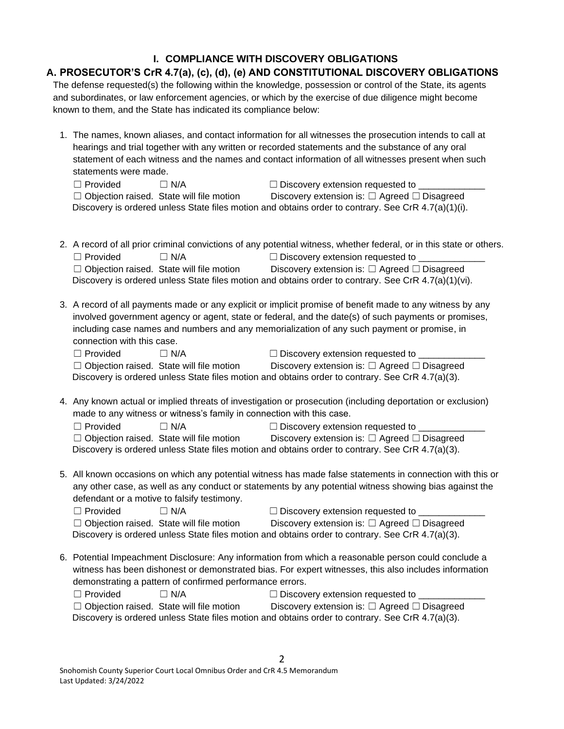# I. COMPLIANCE WITH DISCOVERY OBLIGATIONS

## A. PROSECUTOR'S CrR 4.7(a), (c), (d), (e) AND CONSTITUTIONAL DISCOVERY OBLIGATIONS

The defense requested(s) the following within the knowledge, possession or control of the State, its agents and subordinates, or law enforcement agencies, or which by the exercise of due diligence might become known to them, and the State has indicated its compliance below:

1. The names, known aliases, and contact information for all witnesses the prosecution intends to call at hearings and trial together with any written or recorded statements and the substance of any oral statement of each witness and the names and contact information of all witnesses present when such statements were made.
   ☐ Provided ☐ N/A ☐ Discovery extension requested to _____________
   ☐ Objection raised. State will file motion Discovery extension is: ☐ Agreed ☐ Disagreed
   Discovery is ordered unless State files motion and obtains order to contrary. See CrR 4.7(a)(1)(i).

2. A record of all prior criminal convictions of any potential witness, whether federal, or in this state or others.
   ☐ Provided ☐ N/A ☐ Discovery extension requested to _____________
   ☐ Objection raised. State will file motion Discovery extension is: ☐ Agreed ☐ Disagreed
   Discovery is ordered unless State files motion and obtains order to contrary. See CrR 4.7(a)(1)(vi).

3. A record of all payments made or any explicit or implicit promise of benefit made to any witness by any involved government agency or agent, state or federal, and the date(s) of such payments or promises, including case names and numbers and any memorialization of any such payment or promise, in connection with this case.
   ☐ Provided ☐ N/A ☐ Discovery extension requested to _____________
   ☐ Objection raised. State will file motion Discovery extension is: ☐ Agreed ☐ Disagreed
   Discovery is ordered unless State files motion and obtains order to contrary. See CrR 4.7(a)(3).

4. Any known actual or implied threats of investigation or prosecution (including deportation or exclusion) made to any witness or witness's family in connection with this case.
   ☐ Provided ☐ N/A ☐ Discovery extension requested to _____________
   ☐ Objection raised. State will file motion Discovery extension is: ☐ Agreed ☐ Disagreed
   Discovery is ordered unless State files motion and obtains order to contrary. See CrR 4.7(a)(3).

5. All known occasions on which any potential witness has made false statements in connection with this or any other case, as well as any conduct or statements by any potential witness showing bias against the defendant or a motive to falsify testimony.
   ☐ Provided ☐ N/A ☐ Discovery extension requested to _____________
   ☐ Objection raised. State will file motion Discovery extension is: ☐ Agreed ☐ Disagreed
   Discovery is ordered unless State files motion and obtains order to contrary. See CrR 4.7(a)(3).

6. Potential Impeachment Disclosure: Any information from which a reasonable person could conclude a witness has been dishonest or demonstrated bias. For expert witnesses, this also includes information demonstrating a pattern of confirmed performance errors.
   ☐ Provided ☐ N/A ☐ Discovery extension requested to _____________
   ☐ Objection raised. State will file motion Discovery extension is: ☐ Agreed ☐ Disagreed
   Discovery is ordered unless State files motion and obtains order to contrary. See CrR 4.7(a)(3).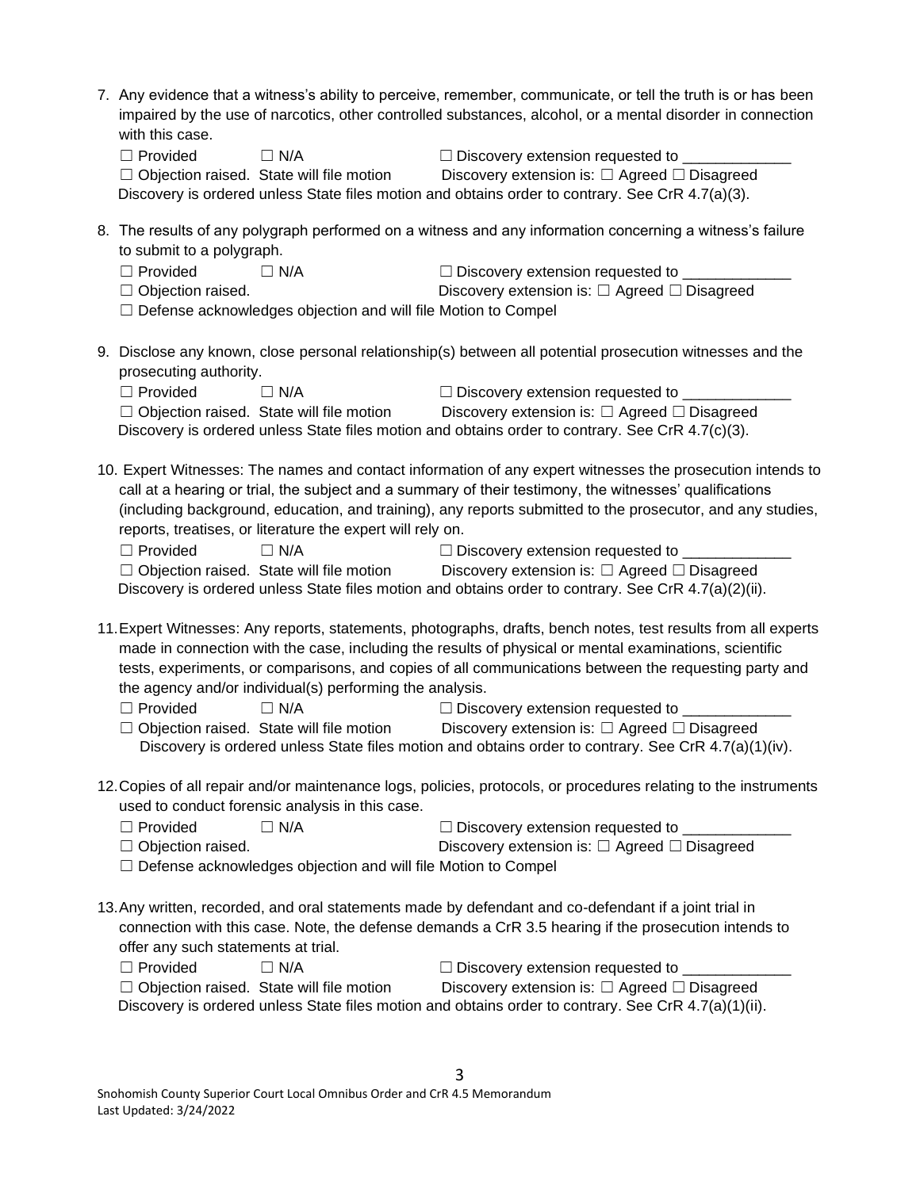7. Any evidence that a witness's ability to perceive, remember, communicate, or tell the truth is or has been impaired by the use of narcotics, other controlled substances, alcohol, or a mental disorder in connection with this case.

   ☐ Provided ☐ N/A ☐ Discovery extension requested to _____________

   ☐ Objection raised. State will file motion Discovery extension is: ☐ Agreed ☐ Disagreed

   Discovery is ordered unless State files motion and obtains order to contrary. See CrR 4.7(a)(3).

8. The results of any polygraph performed on a witness and any information concerning a witness's failure to submit to a polygraph.

   ☐ Provided ☐ N/A ☐ Discovery extension requested to _____________

   ☐ Objection raised. Discovery extension is: ☐ Agreed ☐ Disagreed

   ☐ Defense acknowledges objection and will file Motion to Compel

9. Disclose any known, close personal relationship(s) between all potential prosecution witnesses and the prosecuting authority.

   ☐ Provided ☐ N/A ☐ Discovery extension requested to _____________

   ☐ Objection raised. State will file motion Discovery extension is: ☐ Agreed ☐ Disagreed

   Discovery is ordered unless State files motion and obtains order to contrary. See CrR 4.7(c)(3).

10. Expert Witnesses: The names and contact information of any expert witnesses the prosecution intends to call at a hearing or trial, the subject and a summary of their testimony, the witnesses' qualifications (including background, education, and training), any reports submitted to the prosecutor, and any studies, reports, treatises, or literature the expert will rely on.

    ☐ Provided ☐ N/A ☐ Discovery extension requested to _____________

    ☐ Objection raised. State will file motion Discovery extension is: ☐ Agreed ☐ Disagreed

    Discovery is ordered unless State files motion and obtains order to contrary. See CrR 4.7(a)(2)(ii).

11. Expert Witnesses: Any reports, statements, photographs, drafts, bench notes, test results from all experts made in connection with the case, including the results of physical or mental examinations, scientific tests, experiments, or comparisons, and copies of all communications between the requesting party and the agency and/or individual(s) performing the analysis.

    ☐ Provided ☐ N/A ☐ Discovery extension requested to _____________

    ☐ Objection raised. State will file motion Discovery extension is: ☐ Agreed ☐ Disagreed

    Discovery is ordered unless State files motion and obtains order to contrary. See CrR 4.7(a)(1)(iv).

12. Copies of all repair and/or maintenance logs, policies, protocols, or procedures relating to the instruments used to conduct forensic analysis in this case.

    ☐ Provided ☐ N/A ☐ Discovery extension requested to _____________

    ☐ Objection raised. Discovery extension is: ☐ Agreed ☐ Disagreed

    ☐ Defense acknowledges objection and will file Motion to Compel

13. Any written, recorded, and oral statements made by defendant and co-defendant if a joint trial in connection with this case. Note, the defense demands a CrR 3.5 hearing if the prosecution intends to offer any such statements at trial.

    ☐ Provided ☐ N/A ☐ Discovery extension requested to _____________

    ☐ Objection raised. State will file motion Discovery extension is: ☐ Agreed ☐ Disagreed

    Discovery is ordered unless State files motion and obtains order to contrary. See CrR 4.7(a)(1)(ii).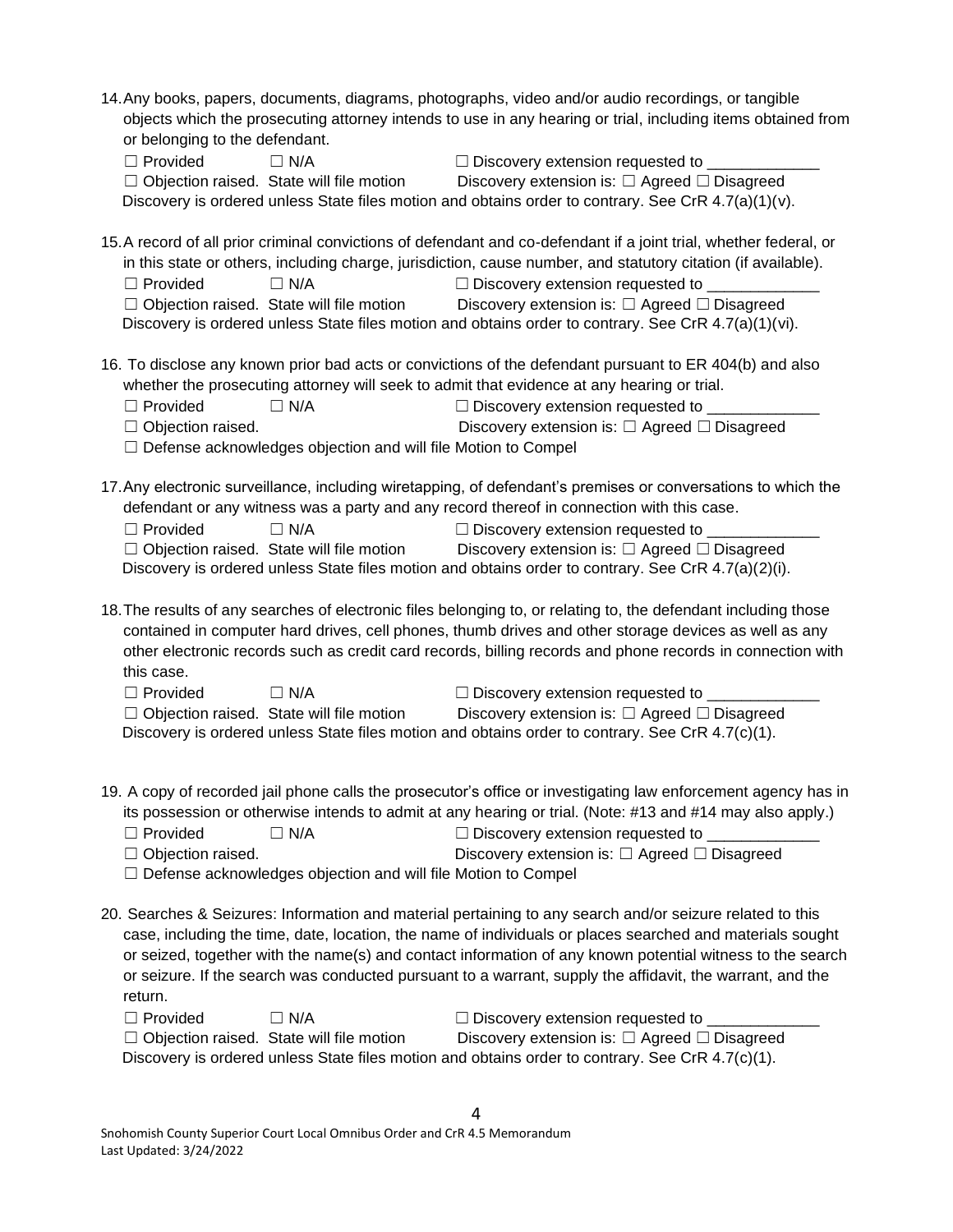14. Any books, papers, documents, diagrams, photographs, video and/or audio recordings, or tangible objects which the prosecuting attorney intends to use in any hearing or trial, including items obtained from or belonging to the defendant.

    ☐ Provided　　☐ N/A　　☐ Discovery extension requested to _____________
    ☐ Objection raised. State will file motion　　Discovery extension is: ☐ Agreed ☐ Disagreed
    Discovery is ordered unless State files motion and obtains order to contrary. See CrR 4.7(a)(1)(v).

15. A record of all prior criminal convictions of defendant and co-defendant if a joint trial, whether federal, or in this state or others, including charge, jurisdiction, cause number, and statutory citation (if available).

    ☐ Provided　　☐ N/A　　☐ Discovery extension requested to _____________
    ☐ Objection raised. State will file motion　　Discovery extension is: ☐ Agreed ☐ Disagreed
    Discovery is ordered unless State files motion and obtains order to contrary. See CrR 4.7(a)(1)(vi).

16. To disclose any known prior bad acts or convictions of the defendant pursuant to ER 404(b) and also whether the prosecuting attorney will seek to admit that evidence at any hearing or trial.

    ☐ Provided　　☐ N/A　　☐ Discovery extension requested to _____________
    ☐ Objection raised.　　Discovery extension is: ☐ Agreed ☐ Disagreed
    ☐ Defense acknowledges objection and will file Motion to Compel

17. Any electronic surveillance, including wiretapping, of defendant's premises or conversations to which the defendant or any witness was a party and any record thereof in connection with this case.

    ☐ Provided　　☐ N/A　　☐ Discovery extension requested to _____________
    ☐ Objection raised. State will file motion　　Discovery extension is: ☐ Agreed ☐ Disagreed
    Discovery is ordered unless State files motion and obtains order to contrary. See CrR 4.7(a)(2)(i).

18. The results of any searches of electronic files belonging to, or relating to, the defendant including those contained in computer hard drives, cell phones, thumb drives and other storage devices as well as any other electronic records such as credit card records, billing records and phone records in connection with this case.

    ☐ Provided　　☐ N/A　　☐ Discovery extension requested to _____________
    ☐ Objection raised. State will file motion　　Discovery extension is: ☐ Agreed ☐ Disagreed
    Discovery is ordered unless State files motion and obtains order to contrary. See CrR 4.7(c)(1).

19. A copy of recorded jail phone calls the prosecutor's office or investigating law enforcement agency has in its possession or otherwise intends to admit at any hearing or trial. (Note: #13 and #14 may also apply.)

    ☐ Provided　　☐ N/A　　☐ Discovery extension requested to _____________
    ☐ Objection raised.　　Discovery extension is: ☐ Agreed ☐ Disagreed
    ☐ Defense acknowledges objection and will file Motion to Compel

20. Searches & Seizures: Information and material pertaining to any search and/or seizure related to this case, including the time, date, location, the name of individuals or places searched and materials sought or seized, together with the name(s) and contact information of any known potential witness to the search or seizure. If the search was conducted pursuant to a warrant, supply the affidavit, the warrant, and the return.

    ☐ Provided　　☐ N/A　　☐ Discovery extension requested to _____________
    ☐ Objection raised. State will file motion　　Discovery extension is: ☐ Agreed ☐ Disagreed
    Discovery is ordered unless State files motion and obtains order to contrary. See CrR 4.7(c)(1).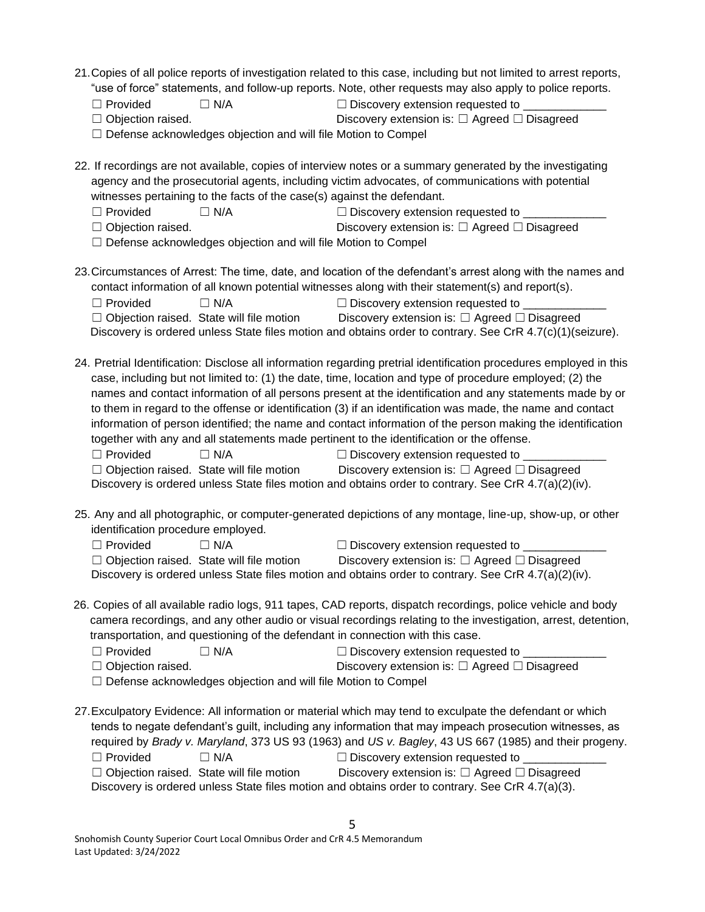21. Copies of all police reports of investigation related to this case, including but not limited to arrest reports, "use of force" statements, and follow-up reports. Note, other requests may also apply to police reports.
☐ Provided ☐ N/A ☐ Discovery extension requested to _____________
☐ Objection raised. Discovery extension is: ☐ Agreed ☐ Disagreed
☐ Defense acknowledges objection and will file Motion to Compel

22. If recordings are not available, copies of interview notes or a summary generated by the investigating agency and the prosecutorial agents, including victim advocates, of communications with potential witnesses pertaining to the facts of the case(s) against the defendant.
☐ Provided ☐ N/A ☐ Discovery extension requested to _____________
☐ Objection raised. Discovery extension is: ☐ Agreed ☐ Disagreed
☐ Defense acknowledges objection and will file Motion to Compel

23. Circumstances of Arrest: The time, date, and location of the defendant's arrest along with the names and contact information of all known potential witnesses along with their statement(s) and report(s).
☐ Provided ☐ N/A ☐ Discovery extension requested to _____________
☐ Objection raised. State will file motion Discovery extension is: ☐ Agreed ☐ Disagreed
Discovery is ordered unless State files motion and obtains order to contrary. See CrR 4.7(c)(1)(seizure).

24. Pretrial Identification: Disclose all information regarding pretrial identification procedures employed in this case, including but not limited to: (1) the date, time, location and type of procedure employed; (2) the names and contact information of all persons present at the identification and any statements made by or to them in regard to the offense or identification (3) if an identification was made, the name and contact information of person identified; the name and contact information of the person making the identification together with any and all statements made pertinent to the identification or the offense.
☐ Provided ☐ N/A ☐ Discovery extension requested to _____________
☐ Objection raised. State will file motion Discovery extension is: ☐ Agreed ☐ Disagreed
Discovery is ordered unless State files motion and obtains order to contrary. See CrR 4.7(a)(2)(iv).

25. Any and all photographic, or computer-generated depictions of any montage, line-up, show-up, or other identification procedure employed.
☐ Provided ☐ N/A ☐ Discovery extension requested to _____________
☐ Objection raised. State will file motion Discovery extension is: ☐ Agreed ☐ Disagreed
Discovery is ordered unless State files motion and obtains order to contrary. See CrR 4.7(a)(2)(iv).

26. Copies of all available radio logs, 911 tapes, CAD reports, dispatch recordings, police vehicle and body camera recordings, and any other audio or visual recordings relating to the investigation, arrest, detention, transportation, and questioning of the defendant in connection with this case.
☐ Provided ☐ N/A ☐ Discovery extension requested to _____________
☐ Objection raised. Discovery extension is: ☐ Agreed ☐ Disagreed
☐ Defense acknowledges objection and will file Motion to Compel

27. Exculpatory Evidence: All information or material which may tend to exculpate the defendant or which tends to negate defendant's guilt, including any information that may impeach prosecution witnesses, as required by *Brady v. Maryland*, 373 US 93 (1963) and *US v. Bagley*, 43 US 667 (1985) and their progeny.
☐ Provided ☐ N/A ☐ Discovery extension requested to _____________
☐ Objection raised. State will file motion Discovery extension is: ☐ Agreed ☐ Disagreed
Discovery is ordered unless State files motion and obtains order to contrary. See CrR 4.7(a)(3).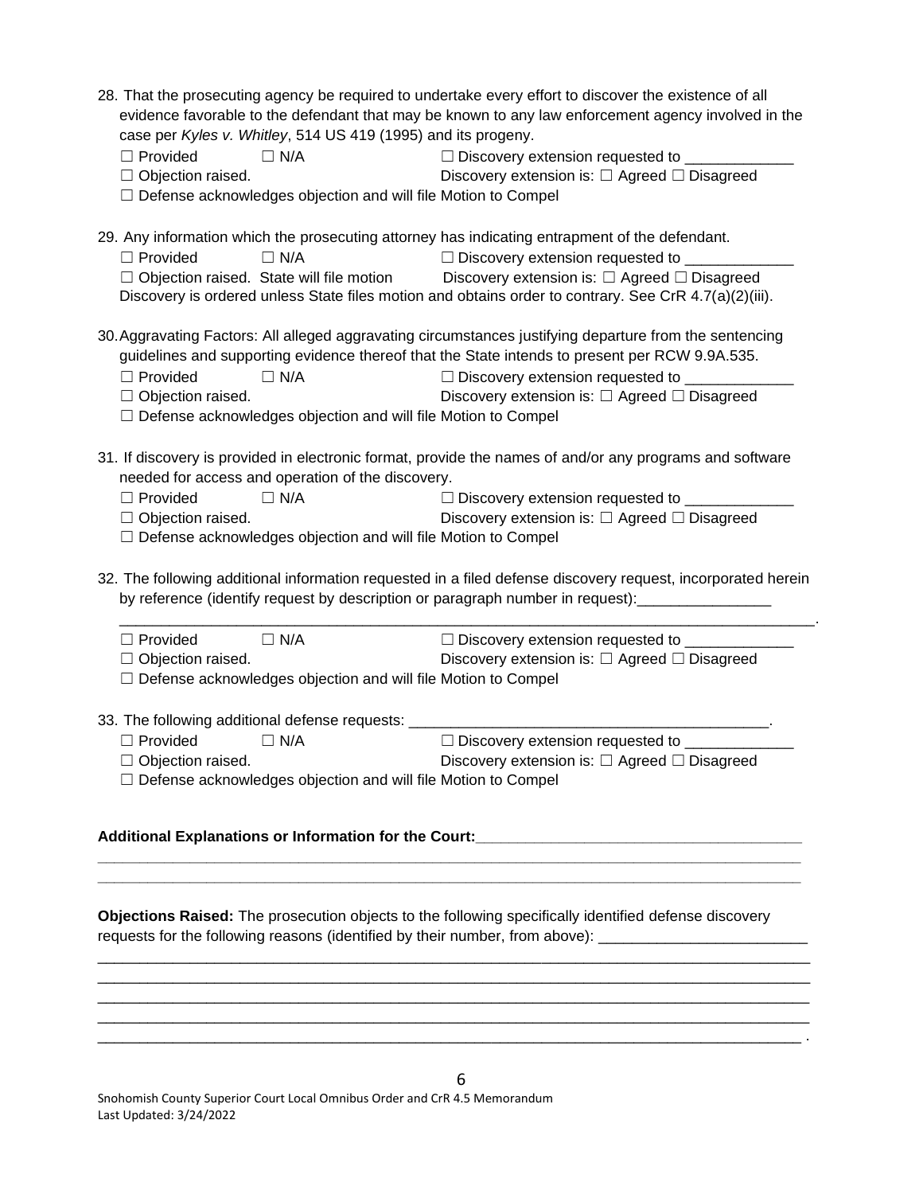28. That the prosecuting agency be required to undertake every effort to discover the existence of all evidence favorable to the defendant that may be known to any law enforcement agency involved in the case per *Kyles v. Whitley*, 514 US 419 (1995) and its progeny.

    ☐ Provided ☐ N/A ☐ Discovery extension requested to _____________
    ☐ Objection raised. Discovery extension is: ☐ Agreed ☐ Disagreed
    ☐ Defense acknowledges objection and will file Motion to Compel

29. Any information which the prosecuting attorney has indicating entrapment of the defendant.

    ☐ Provided ☐ N/A ☐ Discovery extension requested to _____________
    ☐ Objection raised. State will file motion Discovery extension is: ☐ Agreed ☐ Disagreed
    Discovery is ordered unless State files motion and obtains order to contrary. See CrR 4.7(a)(2)(iii).

30. Aggravating Factors: All alleged aggravating circumstances justifying departure from the sentencing guidelines and supporting evidence thereof that the State intends to present per RCW 9.9A.535.

    ☐ Provided ☐ N/A ☐ Discovery extension requested to _____________
    ☐ Objection raised. Discovery extension is: ☐ Agreed ☐ Disagreed
    ☐ Defense acknowledges objection and will file Motion to Compel

31. If discovery is provided in electronic format, provide the names of and/or any programs and software needed for access and operation of the discovery.

    ☐ Provided ☐ N/A ☐ Discovery extension requested to _____________
    ☐ Objection raised. Discovery extension is: ☐ Agreed ☐ Disagreed
    ☐ Defense acknowledges objection and will file Motion to Compel

32. The following additional information requested in a filed defense discovery request, incorporated herein by reference (identify request by description or paragraph number in request):________________
    _____________________________________________________________________________________.

    ☐ Provided ☐ N/A ☐ Discovery extension requested to _____________
    ☐ Objection raised. Discovery extension is: ☐ Agreed ☐ Disagreed
    ☐ Defense acknowledges objection and will file Motion to Compel

33. The following additional defense requests: _____________________________________________.

    ☐ Provided ☐ N/A ☐ Discovery extension requested to _____________
    ☐ Objection raised. Discovery extension is: ☐ Agreed ☐ Disagreed
    ☐ Defense acknowledges objection and will file Motion to Compel

**Additional Explanations or Information for the Court:**_______________________________________
_____________________________________________________________________________________
_____________________________________________________________________________________

**Objections Raised:** The prosecution objects to the following specifically identified defense discovery requests for the following reasons (identified by their number, from above): ________________________
_____________________________________________________________________________________
_____________________________________________________________________________________
_____________________________________________________________________________________
_____________________________________________________________________________________
_____________________________________________________________________________________ .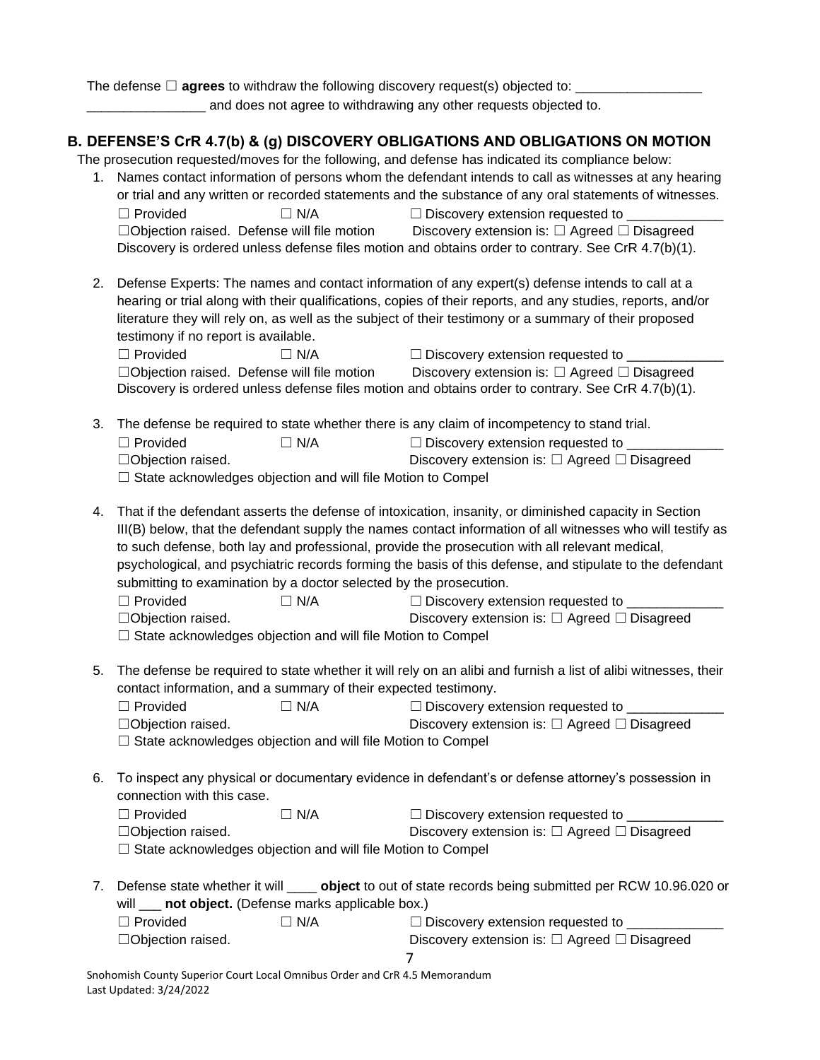The defense ☐ **agrees** to withdraw the following discovery request(s) objected to: _________________ ________________ and does not agree to withdrawing any other requests objected to.

## B. DEFENSE'S CrR 4.7(b) & (g) DISCOVERY OBLIGATIONS AND OBLIGATIONS ON MOTION

The prosecution requested/moves for the following, and defense has indicated its compliance below:

1. Names contact information of persons whom the defendant intends to call as witnesses at any hearing or trial and any written or recorded statements and the substance of any oral statements of witnesses.

   ☐ Provided ☐ N/A ☐ Discovery extension requested to _____________
   ☐Objection raised. Defense will file motion Discovery extension is: ☐ Agreed ☐ Disagreed
   Discovery is ordered unless defense files motion and obtains order to contrary. See CrR 4.7(b)(1).

2. Defense Experts: The names and contact information of any expert(s) defense intends to call at a hearing or trial along with their qualifications, copies of their reports, and any studies, reports, and/or literature they will rely on, as well as the subject of their testimony or a summary of their proposed testimony if no report is available.

   ☐ Provided ☐ N/A ☐ Discovery extension requested to _____________
   ☐Objection raised. Defense will file motion Discovery extension is: ☐ Agreed ☐ Disagreed
   Discovery is ordered unless defense files motion and obtains order to contrary. See CrR 4.7(b)(1).

3. The defense be required to state whether there is any claim of incompetency to stand trial.

   ☐ Provided ☐ N/A ☐ Discovery extension requested to _____________
   ☐Objection raised. Discovery extension is: ☐ Agreed ☐ Disagreed
   ☐ State acknowledges objection and will file Motion to Compel

4. That if the defendant asserts the defense of intoxication, insanity, or diminished capacity in Section III(B) below, that the defendant supply the names contact information of all witnesses who will testify as to such defense, both lay and professional, provide the prosecution with all relevant medical, psychological, and psychiatric records forming the basis of this defense, and stipulate to the defendant submitting to examination by a doctor selected by the prosecution.

   ☐ Provided ☐ N/A ☐ Discovery extension requested to _____________
   ☐Objection raised. Discovery extension is: ☐ Agreed ☐ Disagreed
   ☐ State acknowledges objection and will file Motion to Compel

5. The defense be required to state whether it will rely on an alibi and furnish a list of alibi witnesses, their contact information, and a summary of their expected testimony.

   ☐ Provided ☐ N/A ☐ Discovery extension requested to _____________
   ☐Objection raised. Discovery extension is: ☐ Agreed ☐ Disagreed
   ☐ State acknowledges objection and will file Motion to Compel

6. To inspect any physical or documentary evidence in defendant's or defense attorney's possession in connection with this case.

   ☐ Provided ☐ N/A ☐ Discovery extension requested to _____________
   ☐Objection raised. Discovery extension is: ☐ Agreed ☐ Disagreed
   ☐ State acknowledges objection and will file Motion to Compel

7. Defense state whether it will ____ **object** to out of state records being submitted per RCW 10.96.020 or will ___ **not object.** (Defense marks applicable box.)

   ☐ Provided ☐ N/A ☐ Discovery extension requested to _____________
   ☐Objection raised. Discovery extension is: ☐ Agreed ☐ Disagreed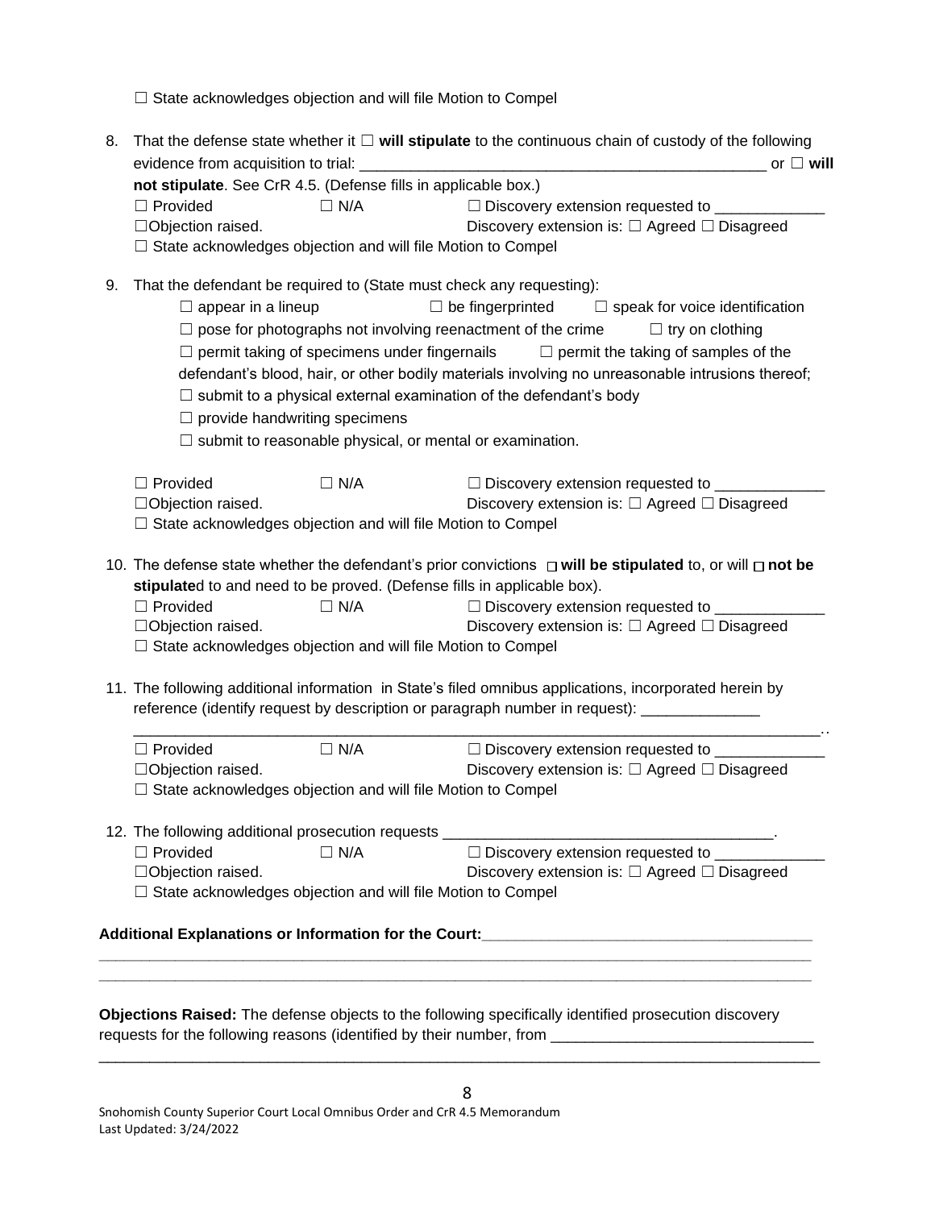☐ State acknowledges objection and will file Motion to Compel

8. That the defense state whether it ☐ **will stipulate** to the continuous chain of custody of the following evidence from acquisition to trial: _______________________________________________ or ☐ **will not stipulate**. See CrR 4.5. (Defense fills in applicable box.)
   ☐ Provided ☐ N/A ☐ Discovery extension requested to ____________
   ☐Objection raised. Discovery extension is: ☐ Agreed ☐ Disagreed
   ☐ State acknowledges objection and will file Motion to Compel

9. That the defendant be required to (State must check any requesting):
   ☐ appear in a lineup ☐ be fingerprinted ☐ speak for voice identification
   ☐ pose for photographs not involving reenactment of the crime ☐ try on clothing
   ☐ permit taking of specimens under fingernails ☐ permit the taking of samples of the defendant's blood, hair, or other bodily materials involving no unreasonable intrusions thereof;
   ☐ submit to a physical external examination of the defendant's body
   ☐ provide handwriting specimens
   ☐ submit to reasonable physical, or mental or examination.

   ☐ Provided ☐ N/A ☐ Discovery extension requested to ____________
   ☐Objection raised. Discovery extension is: ☐ Agreed ☐ Disagreed
   ☐ State acknowledges objection and will file Motion to Compel

10. The defense state whether the defendant's prior convictions ☐ **will be stipulated** to, or will ☐ **not be stipulate**d to and need to be proved. (Defense fills in applicable box).
    ☐ Provided ☐ N/A ☐ Discovery extension requested to ____________
    ☐Objection raised. Discovery extension is: ☐ Agreed ☐ Disagreed
    ☐ State acknowledges objection and will file Motion to Compel

11. The following additional information in State's filed omnibus applications, incorporated herein by reference (identify request by description or paragraph number in request): _____________
    ______________________________________________________________________________..
    ☐ Provided ☐ N/A ☐ Discovery extension requested to ____________
    ☐Objection raised. Discovery extension is: ☐ Agreed ☐ Disagreed
    ☐ State acknowledges objection and will file Motion to Compel

12. The following additional prosecution requests ______________________________________.
    ☐ Provided ☐ N/A ☐ Discovery extension requested to ____________
    ☐Objection raised. Discovery extension is: ☐ Agreed ☐ Disagreed
    ☐ State acknowledges objection and will file Motion to Compel

**Additional Explanations or Information for the Court:**______________________________________
______________________________________________________________________________
______________________________________________________________________________

**Objections Raised:** The defense objects to the following specifically identified prosecution discovery requests for the following reasons (identified by their number, from ______________________________
________________________________________________________________________________

Snohomish County Superior Court Local Omnibus Order and CrR 4.5 Memorandum
Last Updated: 3/24/2022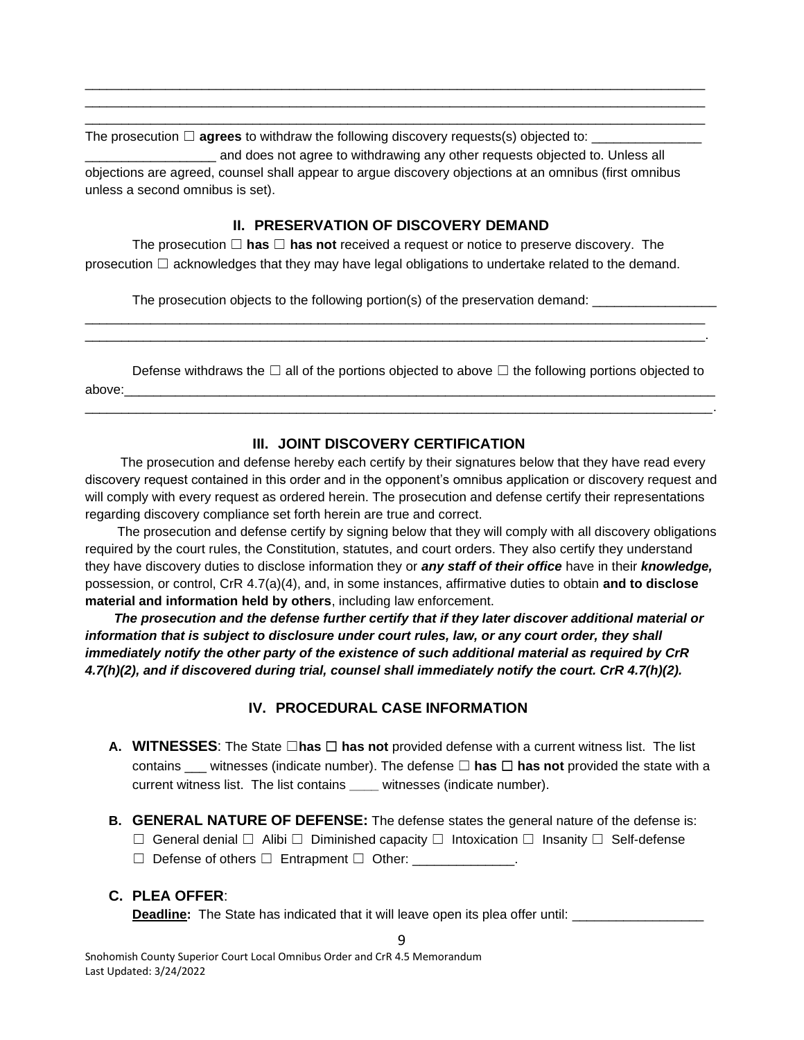\_\_\_\_\_\_\_\_\_\_\_\_\_\_\_\_\_\_\_\_\_\_\_\_\_\_\_\_\_\_\_\_\_\_\_\_\_\_\_\_\_\_\_\_\_\_\_\_\_\_\_\_\_\_\_\_\_\_\_\_\_\_\_\_\_\_\_\_\_\_\_\_\_\_\_\_\_\_\_\_\_\_\_\_\_\_\_\_

\_\_\_\_\_\_\_\_\_\_\_\_\_\_\_\_\_\_\_\_\_\_\_\_\_\_\_\_\_\_\_\_\_\_\_\_\_\_\_\_\_\_\_\_\_\_\_\_\_\_\_\_\_\_\_\_\_\_\_\_\_\_\_\_\_\_\_\_\_\_\_\_\_\_\_\_\_\_\_\_\_\_\_\_\_\_\_\_

\_\_\_\_\_\_\_\_\_\_\_\_\_\_\_\_\_\_\_\_\_\_\_\_\_\_\_\_\_\_\_\_\_\_\_\_\_\_\_\_\_\_\_\_\_\_\_\_\_\_\_\_\_\_\_\_\_\_\_\_\_\_\_\_\_\_\_\_\_\_\_\_\_\_\_\_\_\_\_\_\_\_\_\_\_\_\_\_

The prosecution ☐ **agrees** to withdraw the following discovery requests(s) objected to: \_\_\_\_\_\_\_\_\_\_\_\_\_\_\_ \_\_\_\_\_\_\_\_\_\_\_\_\_\_\_\_\_\_ and does not agree to withdrawing any other requests objected to. Unless all objections are agreed, counsel shall appear to argue discovery objections at an omnibus (first omnibus unless a second omnibus is set).

## II. PRESERVATION OF DISCOVERY DEMAND

The prosecution ☐ **has** ☐ **has not** received a request or notice to preserve discovery. The prosecution ☐ acknowledges that they may have legal obligations to undertake related to the demand.

The prosecution objects to the following portion(s) of the preservation demand: \_\_\_\_\_\_\_\_\_\_\_\_\_\_\_\_\_ \_\_\_\_\_\_\_\_\_\_\_\_\_\_\_\_\_\_\_\_\_\_\_\_\_\_\_\_\_\_\_\_\_\_\_\_\_\_\_\_\_\_\_\_\_\_\_\_\_\_\_\_\_\_\_\_\_\_\_\_\_\_\_\_\_\_\_\_\_\_\_\_\_\_\_\_\_\_\_\_\_\_\_\_\_\_\_\_ \_\_\_\_\_\_\_\_\_\_\_\_\_\_\_\_\_\_\_\_\_\_\_\_\_\_\_\_\_\_\_\_\_\_\_\_\_\_\_\_\_\_\_\_\_\_\_\_\_\_\_\_\_\_\_\_\_\_\_\_\_\_\_\_\_\_\_\_\_\_\_\_\_\_\_\_\_\_\_\_\_\_\_\_\_\_\_\_.

Defense withdraws the ☐ all of the portions objected to above ☐ the following portions objected to above:\_\_\_\_\_\_\_\_\_\_\_\_\_\_\_\_\_\_\_\_\_\_\_\_\_\_\_\_\_\_\_\_\_\_\_\_\_\_\_\_\_\_\_\_\_\_\_\_\_\_\_\_\_\_\_\_\_\_\_\_\_\_\_\_\_\_\_\_\_\_\_\_\_\_\_\_\_\_\_\_\_\_ \_\_\_\_\_\_\_\_\_\_\_\_\_\_\_\_\_\_\_\_\_\_\_\_\_\_\_\_\_\_\_\_\_\_\_\_\_\_\_\_\_\_\_\_\_\_\_\_\_\_\_\_\_\_\_\_\_\_\_\_\_\_\_\_\_\_\_\_\_\_\_\_\_\_\_\_\_\_\_\_\_\_\_\_\_\_\_\_.

## III. JOINT DISCOVERY CERTIFICATION

The prosecution and defense hereby each certify by their signatures below that they have read every discovery request contained in this order and in the opponent's omnibus application or discovery request and will comply with every request as ordered herein. The prosecution and defense certify their representations regarding discovery compliance set forth herein are true and correct.

The prosecution and defense certify by signing below that they will comply with all discovery obligations required by the court rules, the Constitution, statutes, and court orders. They also certify they understand they have discovery duties to disclose information they or ***any staff of their office*** have in their ***knowledge,*** possession, or control, CrR 4.7(a)(4), and, in some instances, affirmative duties to obtain **and to disclose material and information held by others**, including law enforcement.

***The prosecution and the defense further certify that if they later discover additional material or information that is subject to disclosure under court rules, law, or any court order, they shall immediately notify the other party of the existence of such additional material as required by CrR 4.7(h)(2), and if discovered during trial, counsel shall immediately notify the court. CrR 4.7(h)(2).***

## IV. PROCEDURAL CASE INFORMATION

**A. WITNESSES**: The State ☐**has** ☐ **has not** provided defense with a current witness list. The list contains \_\_\_ witnesses (indicate number). The defense ☐ **has** ☐ **has not** provided the state with a current witness list. The list contains \_\_\_\_ witnesses (indicate number).

**B. GENERAL NATURE OF DEFENSE:** The defense states the general nature of the defense is:
☐ General denial ☐ Alibi ☐ Diminished capacity ☐ Intoxication ☐ Insanity ☐ Self-defense
☐ Defense of others ☐ Entrapment ☐ Other: \_\_\_\_\_\_\_\_\_\_\_\_\_\_.

**C. PLEA OFFER**:
**Deadline:** The State has indicated that it will leave open its plea offer until: \_\_\_\_\_\_\_\_\_\_\_\_\_\_\_\_\_\_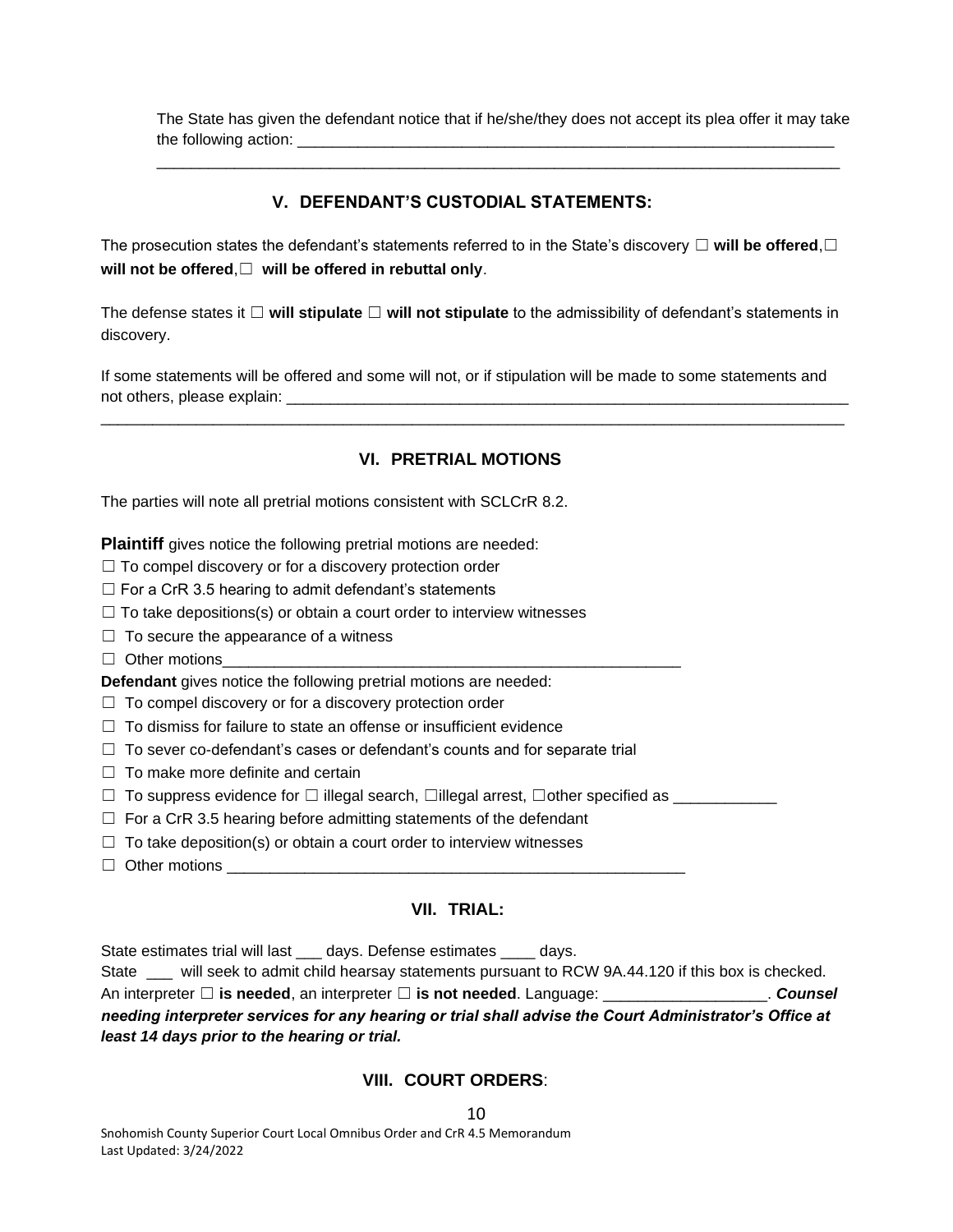The State has given the defendant notice that if he/she/they does not accept its plea offer it may take the following action: ______________________________________________________________
______________________________________________________________________________

## V. DEFENDANT'S CUSTODIAL STATEMENTS:

The prosecution states the defendant's statements referred to in the State's discovery ☐ **will be offered**,☐ **will not be offered**,☐ **will be offered in rebuttal only**.

The defense states it ☐ **will stipulate** ☐ **will not stipulate** to the admissibility of defendant's statements in discovery.

If some statements will be offered and some will not, or if stipulation will be made to some statements and not others, please explain: ___________________________________________________________________
______________________________________________________________________________________

## VI. PRETRIAL MOTIONS

The parties will note all pretrial motions consistent with SCLCrR 8.2.

**Plaintiff** gives notice the following pretrial motions are needed:

☐ To compel discovery or for a discovery protection order
☐ For a CrR 3.5 hearing to admit defendant's statements
☐ To take depositions(s) or obtain a court order to interview witnesses
☐ To secure the appearance of a witness
☐ Other motions______________________________________________________

**Defendant** gives notice the following pretrial motions are needed:

☐ To compel discovery or for a discovery protection order
☐ To dismiss for failure to state an offense or insufficient evidence
☐ To sever co-defendant's cases or defendant's counts and for separate trial
☐ To make more definite and certain
☐ To suppress evidence for ☐ illegal search, ☐illegal arrest, ☐other specified as ____________
☐ For a CrR 3.5 hearing before admitting statements of the defendant
☐ To take deposition(s) or obtain a court order to interview witnesses
☐ Other motions ______________________________________________________

## VII. TRIAL:

State estimates trial will last ___ days. Defense estimates ____ days.
State ___ will seek to admit child hearsay statements pursuant to RCW 9A.44.120 if this box is checked.
An interpreter ☐ **is needed**, an interpreter ☐ **is not needed**. Language: __________________. ***Counsel needing interpreter services for any hearing or trial shall advise the Court Administrator's Office at least 14 days prior to the hearing or trial.***

## VIII. COURT ORDERS: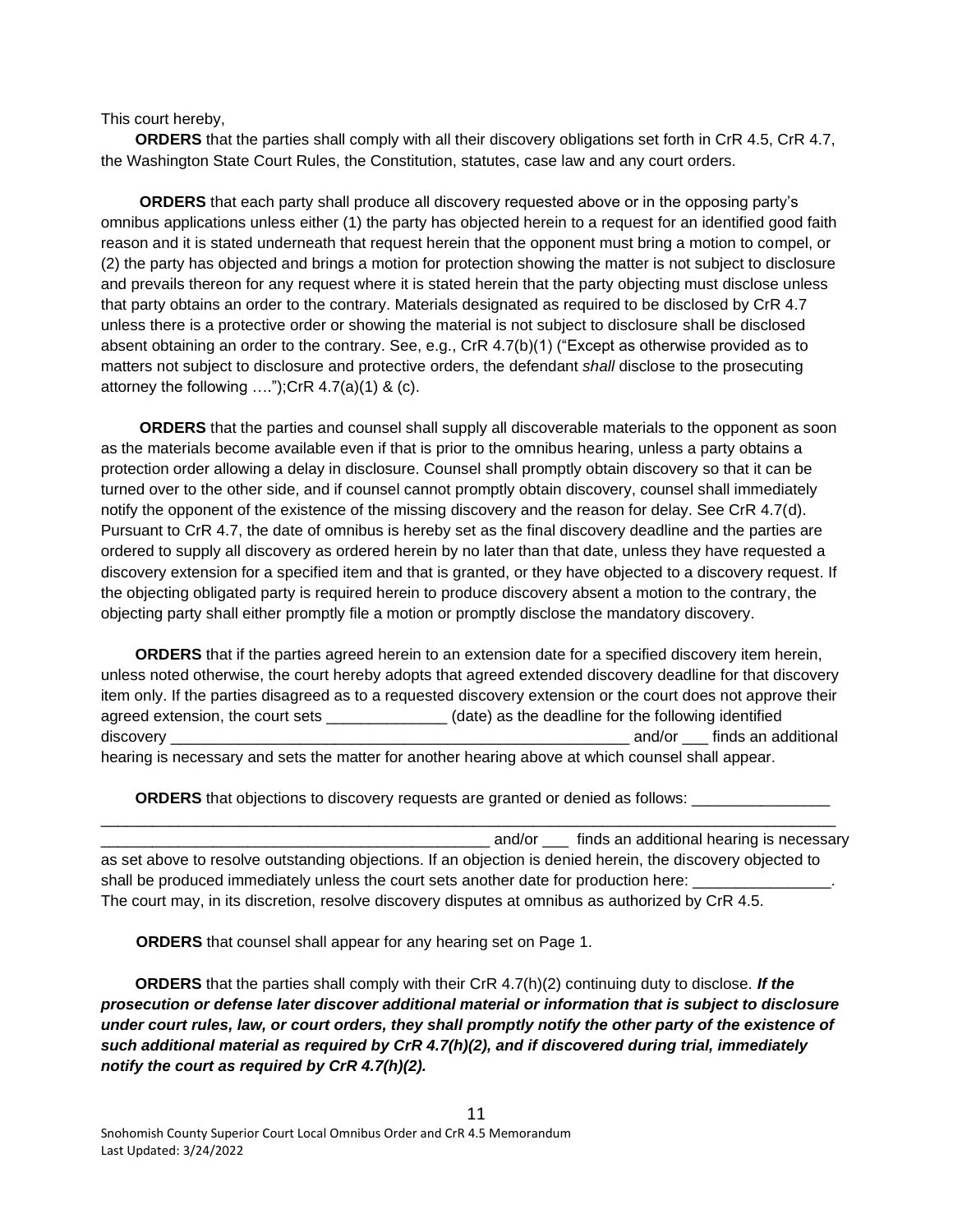This court hereby,

**ORDERS** that the parties shall comply with all their discovery obligations set forth in CrR 4.5, CrR 4.7, the Washington State Court Rules, the Constitution, statutes, case law and any court orders.

**ORDERS** that each party shall produce all discovery requested above or in the opposing party's omnibus applications unless either (1) the party has objected herein to a request for an identified good faith reason and it is stated underneath that request herein that the opponent must bring a motion to compel, or (2) the party has objected and brings a motion for protection showing the matter is not subject to disclosure and prevails thereon for any request where it is stated herein that the party objecting must disclose unless that party obtains an order to the contrary. Materials designated as required to be disclosed by CrR 4.7 unless there is a protective order or showing the material is not subject to disclosure shall be disclosed absent obtaining an order to the contrary. See, e.g., CrR 4.7(b)(1) ("Except as otherwise provided as to matters not subject to disclosure and protective orders, the defendant *shall* disclose to the prosecuting attorney the following ….");CrR 4.7(a)(1) & (c).

**ORDERS** that the parties and counsel shall supply all discoverable materials to the opponent as soon as the materials become available even if that is prior to the omnibus hearing, unless a party obtains a protection order allowing a delay in disclosure. Counsel shall promptly obtain discovery so that it can be turned over to the other side, and if counsel cannot promptly obtain discovery, counsel shall immediately notify the opponent of the existence of the missing discovery and the reason for delay. See CrR 4.7(d). Pursuant to CrR 4.7, the date of omnibus is hereby set as the final discovery deadline and the parties are ordered to supply all discovery as ordered herein by no later than that date, unless they have requested a discovery extension for a specified item and that is granted, or they have objected to a discovery request. If the objecting obligated party is required herein to produce discovery absent a motion to the contrary, the objecting party shall either promptly file a motion or promptly disclose the mandatory discovery.

**ORDERS** that if the parties agreed herein to an extension date for a specified discovery item herein, unless noted otherwise, the court hereby adopts that agreed extended discovery deadline for that discovery item only. If the parties disagreed as to a requested discovery extension or the court does not approve their agreed extension, the court sets ______________ (date) as the deadline for the following identified discovery ________________________________________________________ and/or ___ finds an additional hearing is necessary and sets the matter for another hearing above at which counsel shall appear.

**ORDERS** that objections to discovery requests are granted or denied as follows: ________________
__________________________________________________________________________________________
______________________________________________ and/or ___ finds an additional hearing is necessary as set above to resolve outstanding objections. If an objection is denied herein, the discovery objected to shall be produced immediately unless the court sets another date for production here: ________________. The court may, in its discretion, resolve discovery disputes at omnibus as authorized by CrR 4.5.

**ORDERS** that counsel shall appear for any hearing set on Page 1.

**ORDERS** that the parties shall comply with their CrR 4.7(h)(2) continuing duty to disclose. ***If the prosecution or defense later discover additional material or information that is subject to disclosure under court rules, law, or court orders, they shall promptly notify the other party of the existence of such additional material as required by CrR 4.7(h)(2), and if discovered during trial, immediately notify the court as required by CrR 4.7(h)(2).***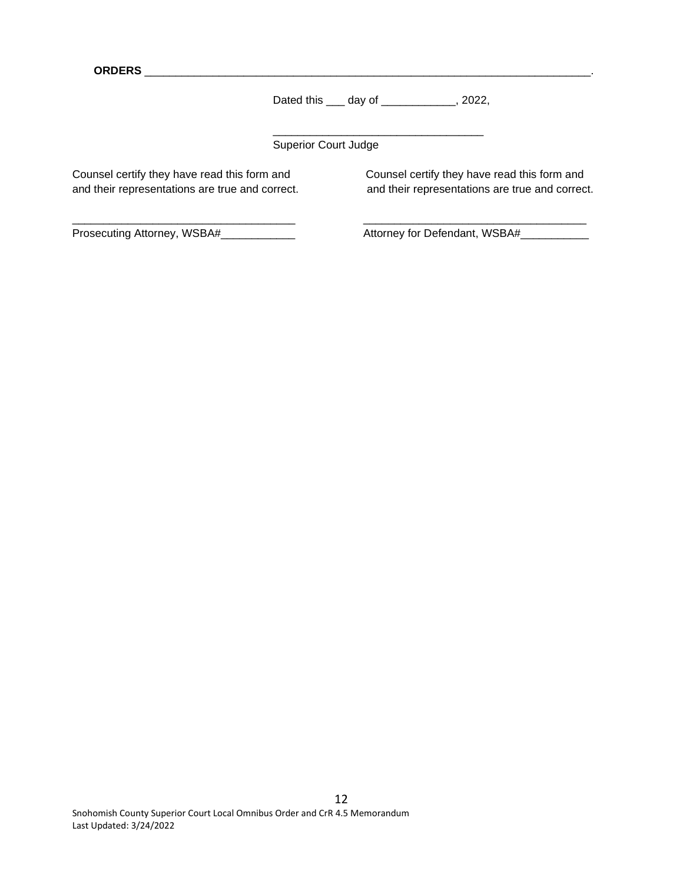**ORDERS** ___________________________________________________________________________.

Dated this ___ day of ____________, 2022,

__________________________________
Superior Court Judge

Counsel certify they have read this form and and their representations are true and correct.

____________________________________
Prosecuting Attorney, WSBA#____________

Counsel certify they have read this form and and their representations are true and correct.

____________________________________
Attorney for Defendant, WSBA#___________